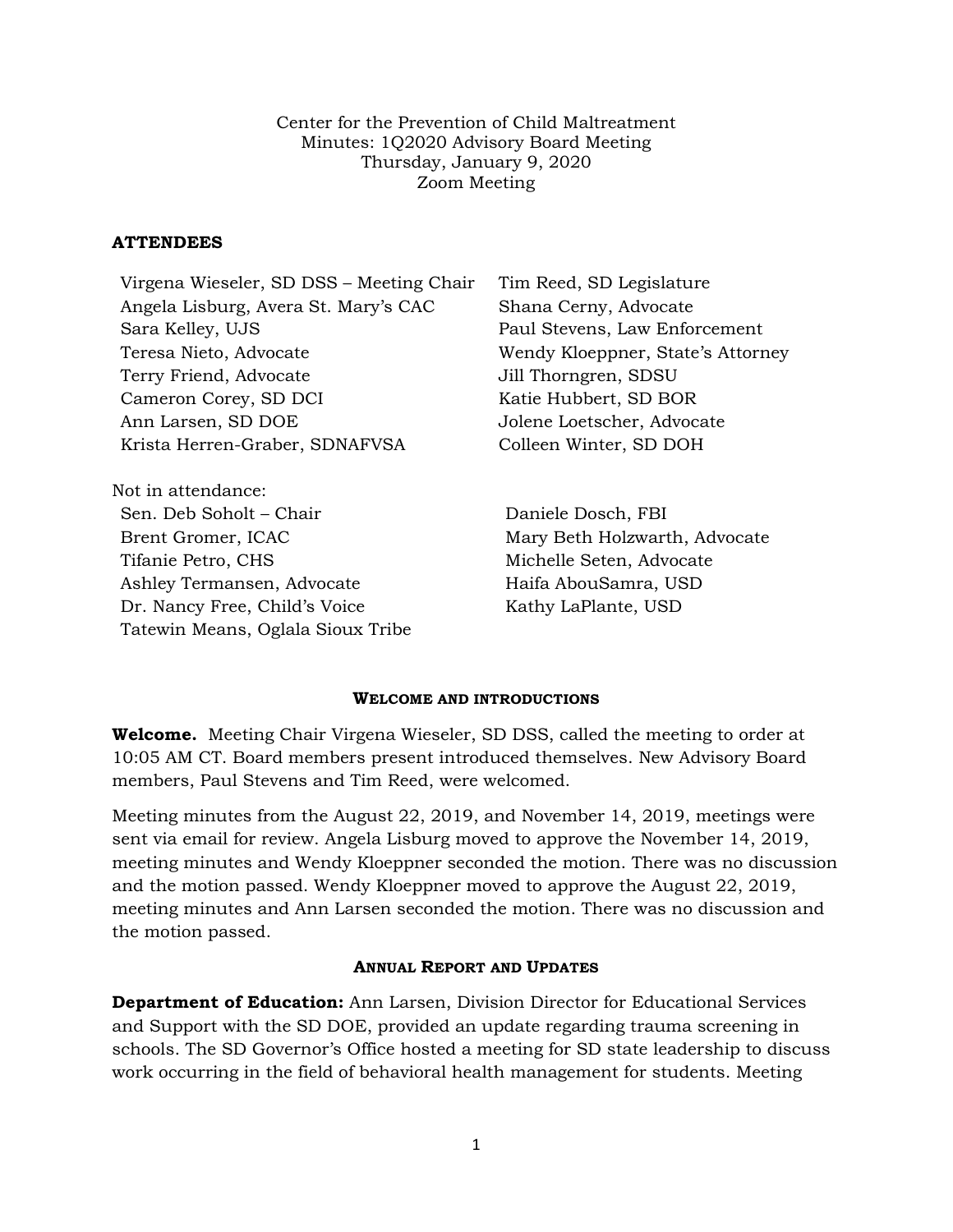Center for the Prevention of Child Maltreatment
Minutes: 1Q2020 Advisory Board Meeting
Thursday, January 9, 2020
Zoom Meeting

## ATTENDEES

Virgena Wieseler, SD DSS – Meeting Chair
Angela Lisburg, Avera St. Mary's CAC
Sara Kelley, UJS
Teresa Nieto, Advocate
Terry Friend, Advocate
Cameron Corey, SD DCI
Ann Larsen, SD DOE
Krista Herren-Graber, SDNAFVSA
Tim Reed, SD Legislature
Shana Cerny, Advocate
Paul Stevens, Law Enforcement
Wendy Kloeppner, State's Attorney
Jill Thorngren, SDSU
Katie Hubbert, SD BOR
Jolene Loetscher, Advocate
Colleen Winter, SD DOH

Not in attendance:
Sen. Deb Soholt – Chair
Brent Gromer, ICAC
Tifanie Petro, CHS
Ashley Termansen, Advocate
Dr. Nancy Free, Child's Voice
Tatewin Means, Oglala Sioux Tribe
Daniele Dosch, FBI
Mary Beth Holzwarth, Advocate
Michelle Seten, Advocate
Haifa AbouSamra, USD
Kathy LaPlante, USD

## WELCOME AND INTRODUCTIONS

**Welcome.** Meeting Chair Virgena Wieseler, SD DSS, called the meeting to order at 10:05 AM CT. Board members present introduced themselves. New Advisory Board members, Paul Stevens and Tim Reed, were welcomed.

Meeting minutes from the August 22, 2019, and November 14, 2019, meetings were sent via email for review. Angela Lisburg moved to approve the November 14, 2019, meeting minutes and Wendy Kloeppner seconded the motion. There was no discussion and the motion passed. Wendy Kloeppner moved to approve the August 22, 2019, meeting minutes and Ann Larsen seconded the motion. There was no discussion and the motion passed.

## ANNUAL REPORT AND UPDATES

**Department of Education:** Ann Larsen, Division Director for Educational Services and Support with the SD DOE, provided an update regarding trauma screening in schools. The SD Governor's Office hosted a meeting for SD state leadership to discuss work occurring in the field of behavioral health management for students. Meeting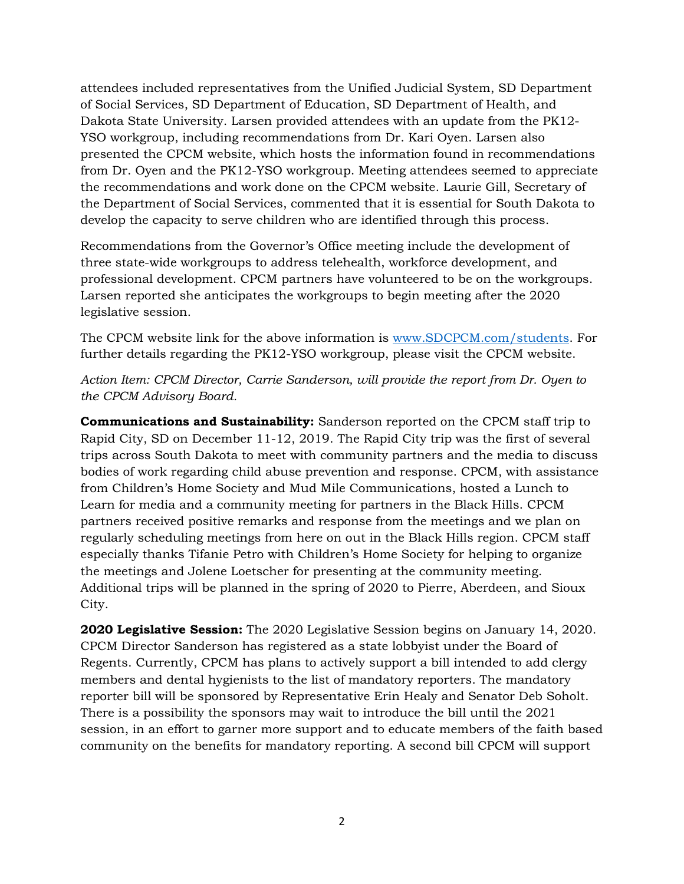attendees included representatives from the Unified Judicial System, SD Department of Social Services, SD Department of Education, SD Department of Health, and Dakota State University. Larsen provided attendees with an update from the PK12-YSO workgroup, including recommendations from Dr. Kari Oyen. Larsen also presented the CPCM website, which hosts the information found in recommendations from Dr. Oyen and the PK12-YSO workgroup. Meeting attendees seemed to appreciate the recommendations and work done on the CPCM website. Laurie Gill, Secretary of the Department of Social Services, commented that it is essential for South Dakota to develop the capacity to serve children who are identified through this process.

Recommendations from the Governor's Office meeting include the development of three state-wide workgroups to address telehealth, workforce development, and professional development. CPCM partners have volunteered to be on the workgroups. Larsen reported she anticipates the workgroups to begin meeting after the 2020 legislative session.

The CPCM website link for the above information is [www.SDCPCM.com/students](www.SDCPCM.com/students). For further details regarding the PK12-YSO workgroup, please visit the CPCM website.

*Action Item: CPCM Director, Carrie Sanderson, will provide the report from Dr. Oyen to the CPCM Advisory Board.*

**Communications and Sustainability:** Sanderson reported on the CPCM staff trip to Rapid City, SD on December 11-12, 2019. The Rapid City trip was the first of several trips across South Dakota to meet with community partners and the media to discuss bodies of work regarding child abuse prevention and response. CPCM, with assistance from Children's Home Society and Mud Mile Communications, hosted a Lunch to Learn for media and a community meeting for partners in the Black Hills. CPCM partners received positive remarks and response from the meetings and we plan on regularly scheduling meetings from here on out in the Black Hills region. CPCM staff especially thanks Tifanie Petro with Children's Home Society for helping to organize the meetings and Jolene Loetscher for presenting at the community meeting. Additional trips will be planned in the spring of 2020 to Pierre, Aberdeen, and Sioux City.

**2020 Legislative Session:** The 2020 Legislative Session begins on January 14, 2020. CPCM Director Sanderson has registered as a state lobbyist under the Board of Regents. Currently, CPCM has plans to actively support a bill intended to add clergy members and dental hygienists to the list of mandatory reporters. The mandatory reporter bill will be sponsored by Representative Erin Healy and Senator Deb Soholt. There is a possibility the sponsors may wait to introduce the bill until the 2021 session, in an effort to garner more support and to educate members of the faith based community on the benefits for mandatory reporting. A second bill CPCM will support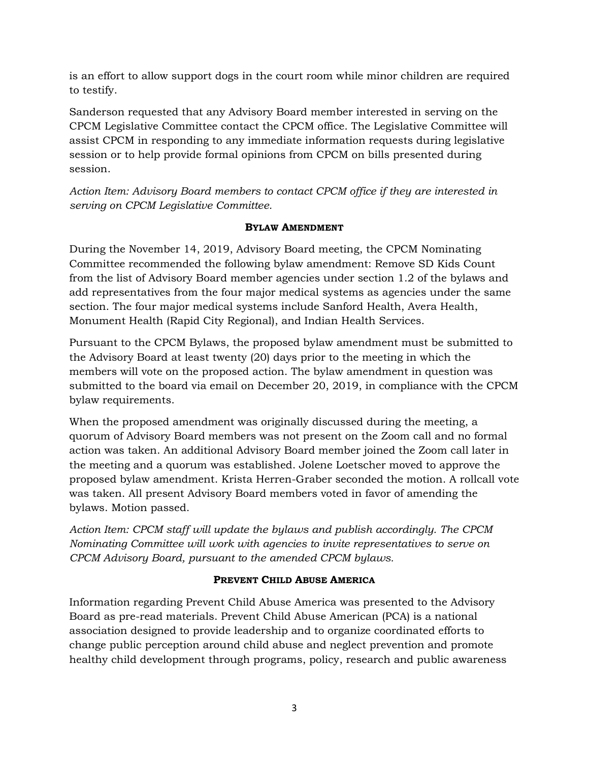is an effort to allow support dogs in the court room while minor children are required to testify.

Sanderson requested that any Advisory Board member interested in serving on the CPCM Legislative Committee contact the CPCM office. The Legislative Committee will assist CPCM in responding to any immediate information requests during legislative session or to help provide formal opinions from CPCM on bills presented during session.

*Action Item: Advisory Board members to contact CPCM office if they are interested in serving on CPCM Legislative Committee.*

### Bylaw Amendment

During the November 14, 2019, Advisory Board meeting, the CPCM Nominating Committee recommended the following bylaw amendment: Remove SD Kids Count from the list of Advisory Board member agencies under section 1.2 of the bylaws and add representatives from the four major medical systems as agencies under the same section. The four major medical systems include Sanford Health, Avera Health, Monument Health (Rapid City Regional), and Indian Health Services.

Pursuant to the CPCM Bylaws, the proposed bylaw amendment must be submitted to the Advisory Board at least twenty (20) days prior to the meeting in which the members will vote on the proposed action. The bylaw amendment in question was submitted to the board via email on December 20, 2019, in compliance with the CPCM bylaw requirements.

When the proposed amendment was originally discussed during the meeting, a quorum of Advisory Board members was not present on the Zoom call and no formal action was taken. An additional Advisory Board member joined the Zoom call later in the meeting and a quorum was established. Jolene Loetscher moved to approve the proposed bylaw amendment. Krista Herren-Graber seconded the motion. A rollcall vote was taken. All present Advisory Board members voted in favor of amending the bylaws. Motion passed.

*Action Item: CPCM staff will update the bylaws and publish accordingly. The CPCM Nominating Committee will work with agencies to invite representatives to serve on CPCM Advisory Board, pursuant to the amended CPCM bylaws.*

### Prevent Child Abuse America

Information regarding Prevent Child Abuse America was presented to the Advisory Board as pre-read materials. Prevent Child Abuse American (PCA) is a national association designed to provide leadership and to organize coordinated efforts to change public perception around child abuse and neglect prevention and promote healthy child development through programs, policy, research and public awareness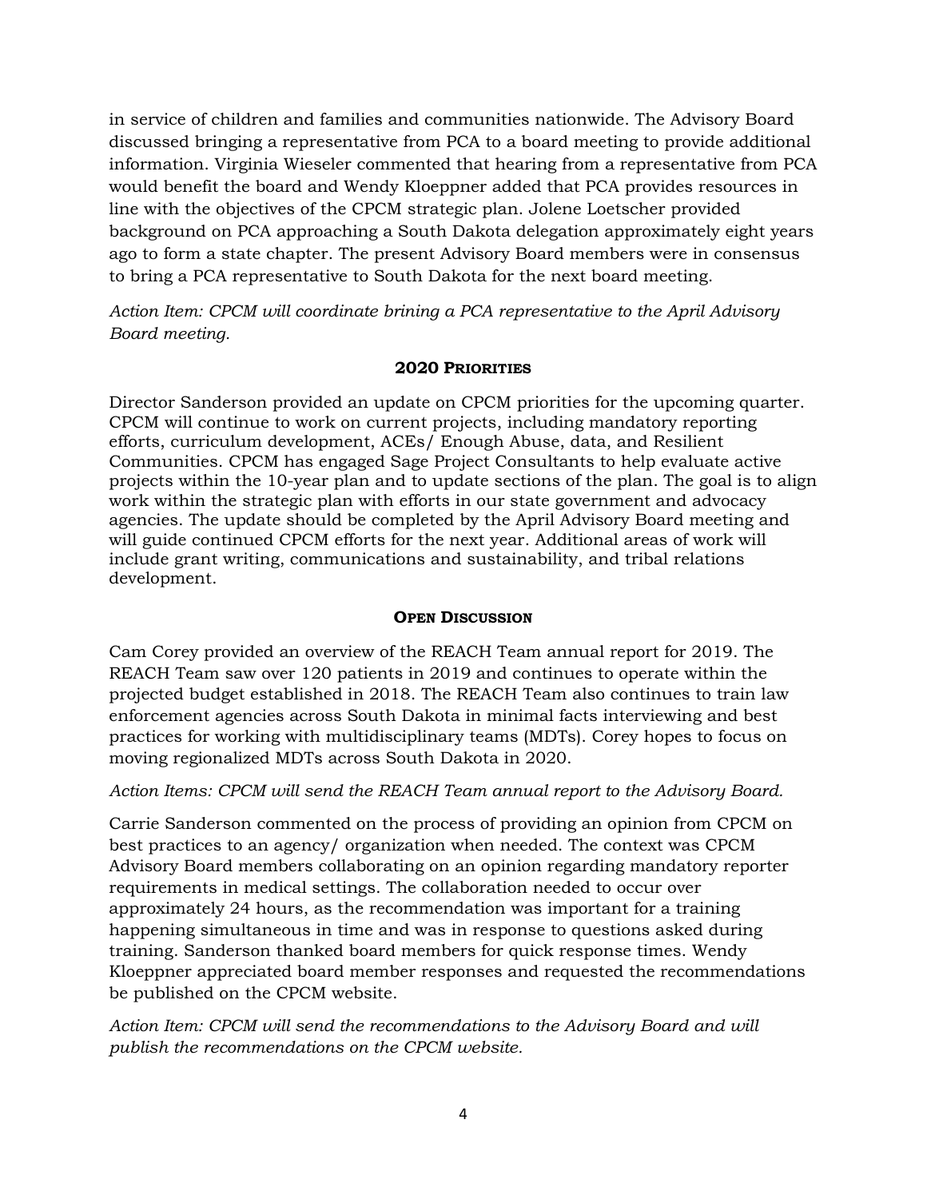in service of children and families and communities nationwide. The Advisory Board discussed bringing a representative from PCA to a board meeting to provide additional information. Virginia Wieseler commented that hearing from a representative from PCA would benefit the board and Wendy Kloeppner added that PCA provides resources in line with the objectives of the CPCM strategic plan. Jolene Loetscher provided background on PCA approaching a South Dakota delegation approximately eight years ago to form a state chapter. The present Advisory Board members were in consensus to bring a PCA representative to South Dakota for the next board meeting.

*Action Item: CPCM will coordinate brining a PCA representative to the April Advisory Board meeting.*

## 2020 Priorities

Director Sanderson provided an update on CPCM priorities for the upcoming quarter. CPCM will continue to work on current projects, including mandatory reporting efforts, curriculum development, ACEs/ Enough Abuse, data, and Resilient Communities. CPCM has engaged Sage Project Consultants to help evaluate active projects within the 10-year plan and to update sections of the plan. The goal is to align work within the strategic plan with efforts in our state government and advocacy agencies. The update should be completed by the April Advisory Board meeting and will guide continued CPCM efforts for the next year. Additional areas of work will include grant writing, communications and sustainability, and tribal relations development.

## Open Discussion

Cam Corey provided an overview of the REACH Team annual report for 2019. The REACH Team saw over 120 patients in 2019 and continues to operate within the projected budget established in 2018. The REACH Team also continues to train law enforcement agencies across South Dakota in minimal facts interviewing and best practices for working with multidisciplinary teams (MDTs). Corey hopes to focus on moving regionalized MDTs across South Dakota in 2020.

*Action Items: CPCM will send the REACH Team annual report to the Advisory Board.*

Carrie Sanderson commented on the process of providing an opinion from CPCM on best practices to an agency/ organization when needed. The context was CPCM Advisory Board members collaborating on an opinion regarding mandatory reporter requirements in medical settings. The collaboration needed to occur over approximately 24 hours, as the recommendation was important for a training happening simultaneous in time and was in response to questions asked during training. Sanderson thanked board members for quick response times. Wendy Kloeppner appreciated board member responses and requested the recommendations be published on the CPCM website.

*Action Item: CPCM will send the recommendations to the Advisory Board and will publish the recommendations on the CPCM website.*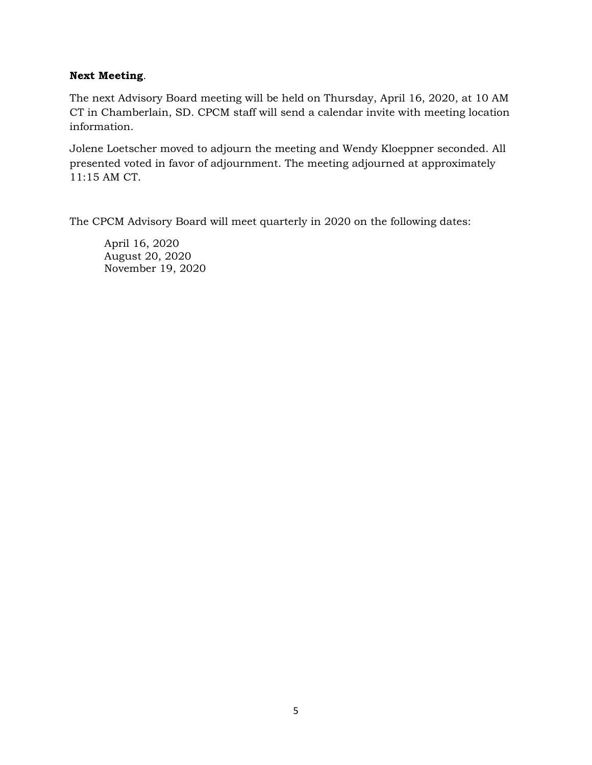**Next Meeting**.

The next Advisory Board meeting will be held on Thursday, April 16, 2020, at 10 AM CT in Chamberlain, SD. CPCM staff will send a calendar invite with meeting location information.

Jolene Loetscher moved to adjourn the meeting and Wendy Kloeppner seconded. All presented voted in favor of adjournment. The meeting adjourned at approximately 11:15 AM CT.

The CPCM Advisory Board will meet quarterly in 2020 on the following dates:

April 16, 2020
August 20, 2020
November 19, 2020